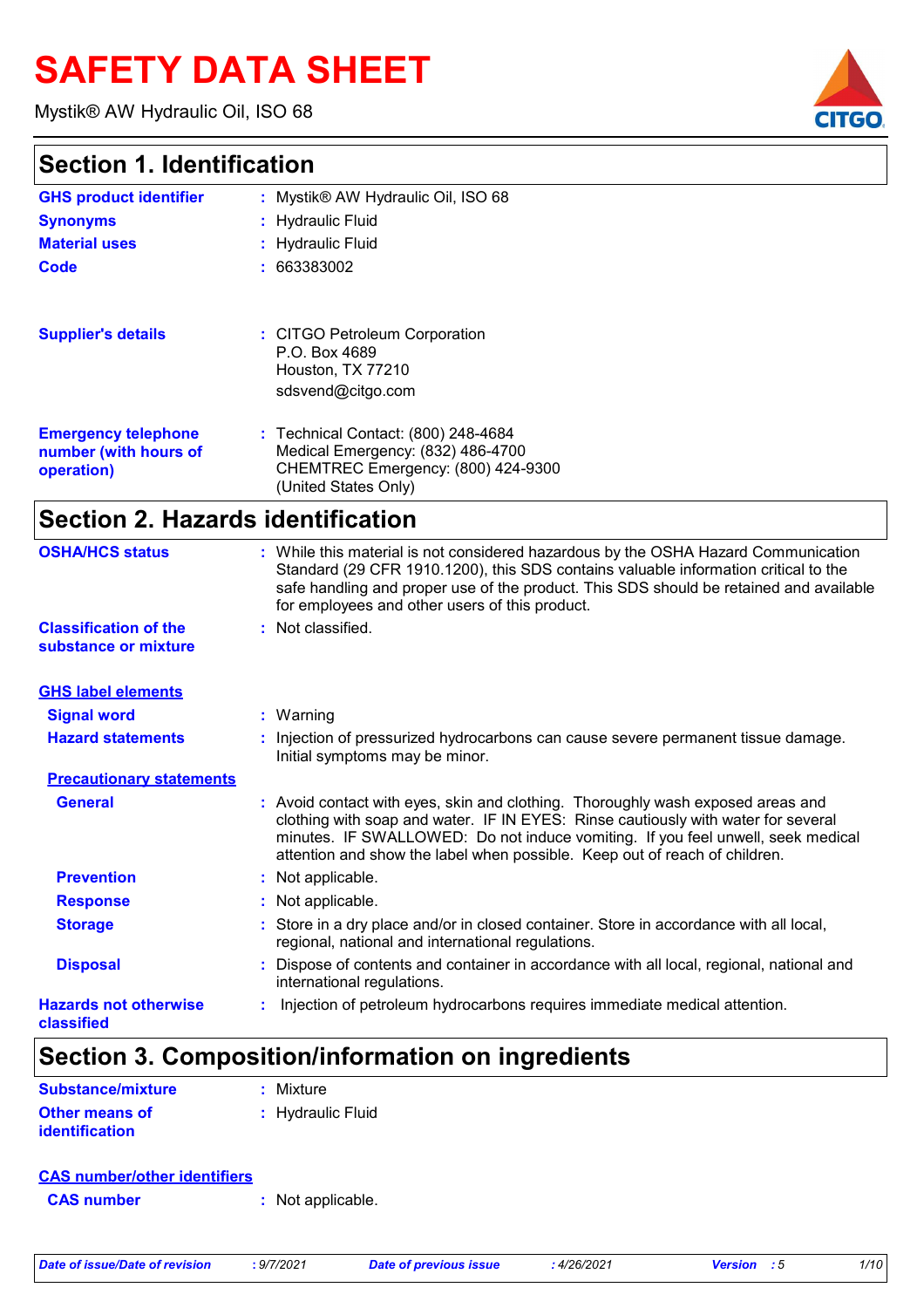# SAFETY DATA SHEET

Mystik® AW Hydraulic Oil, ISO 68

## Section 1. Identification

| | | |
|---|---|---|
| **GHS product identifier** | : | Mystik® AW Hydraulic Oil, ISO 68 |
| **Synonyms** | : | Hydraulic Fluid |
| **Material uses** | : | Hydraulic Fluid |
| **Code** | : | 663383002 |
| **Supplier's details** | : | CITGO Petroleum Corporation<br>P.O. Box 4689<br>Houston, TX 77210<br>sdsvend@citgo.com |
| **Emergency telephone number (with hours of operation)** | : | Technical Contact: (800) 248-4684<br>Medical Emergency: (832) 486-4700<br>CHEMTREC Emergency: (800) 424-9300<br>(United States Only) |

## Section 2. Hazards identification

| | | |
|---|---|---|
| **OSHA/HCS status** | : | While this material is not considered hazardous by the OSHA Hazard Communication Standard (29 CFR 1910.1200), this SDS contains valuable information critical to the safe handling and proper use of the product. This SDS should be retained and available for employees and other users of this product. |
| **Classification of the substance or mixture** | : | Not classified. |

**GHS label elements**

| | | |
|---|---|---|
| **Signal word** | : | Warning |
| **Hazard statements** | : | Injection of pressurized hydrocarbons can cause severe permanent tissue damage. Initial symptoms may be minor. |

**Precautionary statements**

| | | |
|---|---|---|
| **General** | : | Avoid contact with eyes, skin and clothing. Thoroughly wash exposed areas and clothing with soap and water. IF IN EYES: Rinse cautiously with water for several minutes. IF SWALLOWED: Do not induce vomiting. If you feel unwell, seek medical attention and show the label when possible. Keep out of reach of children. |
| **Prevention** | : | Not applicable. |
| **Response** | : | Not applicable. |
| **Storage** | : | Store in a dry place and/or in closed container. Store in accordance with all local, regional, national and international regulations. |
| **Disposal** | : | Dispose of contents and container in accordance with all local, regional, national and international regulations. |
| **Hazards not otherwise classified** | : | Injection of petroleum hydrocarbons requires immediate medical attention. |

## Section 3. Composition/information on ingredients

| | | |
|---|---|---|
| **Substance/mixture** | : | Mixture |
| **Other means of identification** | : | Hydraulic Fluid |

**CAS number/other identifiers**

| | | |
|---|---|---|
| **CAS number** | : | Not applicable. |

*Date of issue/Date of revision* : 9/7/2021 *Date of previous issue* : 4/26/2021 *Version* : 5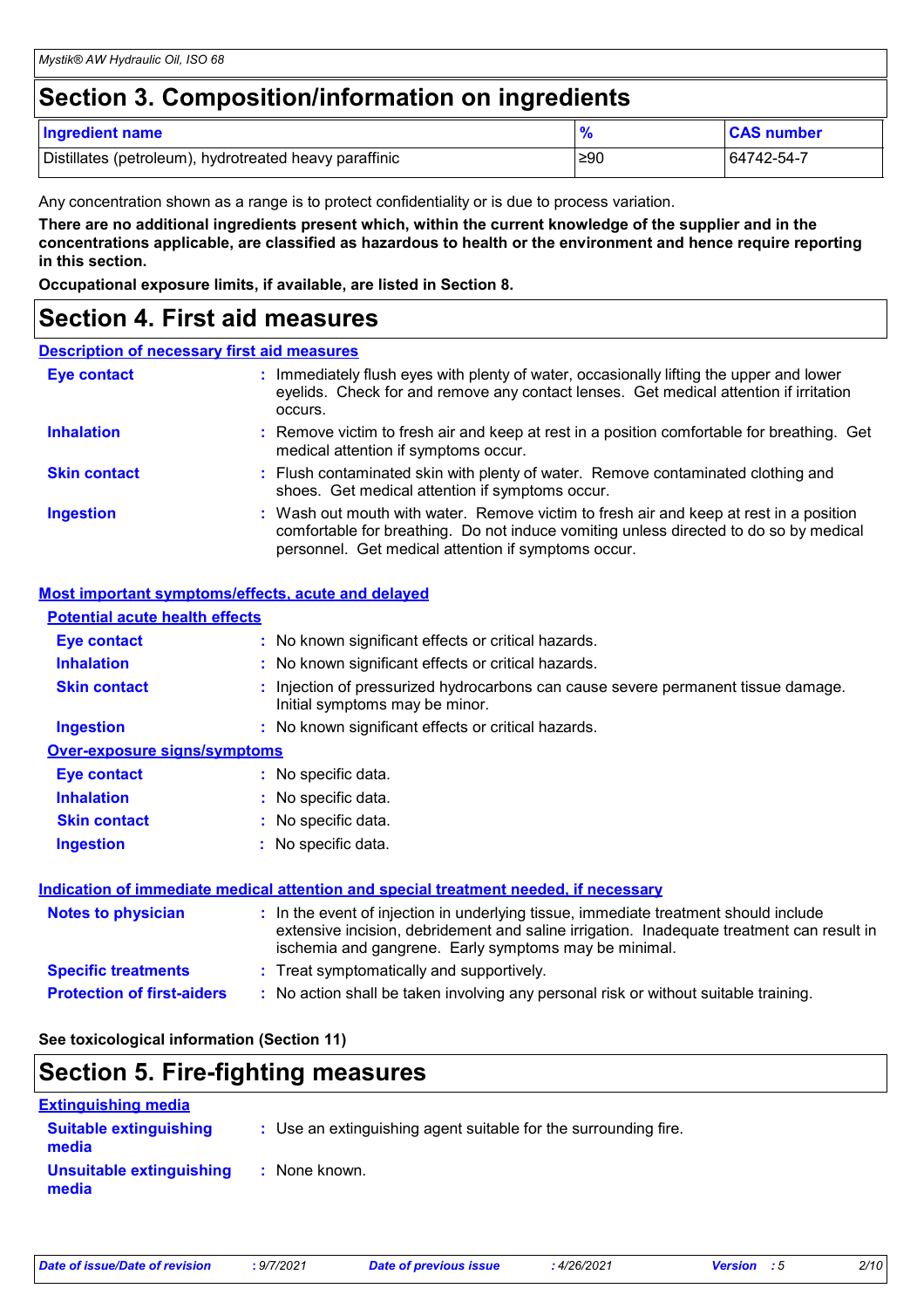# Section 3. Composition/information on ingredients

| Ingredient name | % | CAS number |
|---|---|---|
| Distillates (petroleum), hydrotreated heavy paraffinic | ≥90 | 64742-54-7 |

Any concentration shown as a range is to protect confidentiality or is due to process variation.

**There are no additional ingredients present which, within the current knowledge of the supplier and in the concentrations applicable, are classified as hazardous to health or the environment and hence require reporting in this section.**

**Occupational exposure limits, if available, are listed in Section 8.**

# Section 4. First aid measures

## Description of necessary first aid measures

**Eye contact** : Immediately flush eyes with plenty of water, occasionally lifting the upper and lower eyelids. Check for and remove any contact lenses. Get medical attention if irritation occurs.

**Inhalation** : Remove victim to fresh air and keep at rest in a position comfortable for breathing. Get medical attention if symptoms occur.

**Skin contact** : Flush contaminated skin with plenty of water. Remove contaminated clothing and shoes. Get medical attention if symptoms occur.

**Ingestion** : Wash out mouth with water. Remove victim to fresh air and keep at rest in a position comfortable for breathing. Do not induce vomiting unless directed to do so by medical personnel. Get medical attention if symptoms occur.

## Most important symptoms/effects, acute and delayed

### Potential acute health effects

**Eye contact** : No known significant effects or critical hazards.

**Inhalation** : No known significant effects or critical hazards.

**Skin contact** : Injection of pressurized hydrocarbons can cause severe permanent tissue damage. Initial symptoms may be minor.

**Ingestion** : No known significant effects or critical hazards.

### Over-exposure signs/symptoms

**Eye contact** : No specific data.

**Inhalation** : No specific data.

**Skin contact** : No specific data.

**Ingestion** : No specific data.

## Indication of immediate medical attention and special treatment needed, if necessary

**Notes to physician** : In the event of injection in underlying tissue, immediate treatment should include extensive incision, debridement and saline irrigation. Inadequate treatment can result in ischemia and gangrene. Early symptoms may be minimal.

**Specific treatments** : Treat symptomatically and supportively.

**Protection of first-aiders** : No action shall be taken involving any personal risk or without suitable training.

**See toxicological information (Section 11)**

# Section 5. Fire-fighting measures

## Extinguishing media

**Suitable extinguishing media** : Use an extinguishing agent suitable for the surrounding fire.

**Unsuitable extinguishing media** : None known.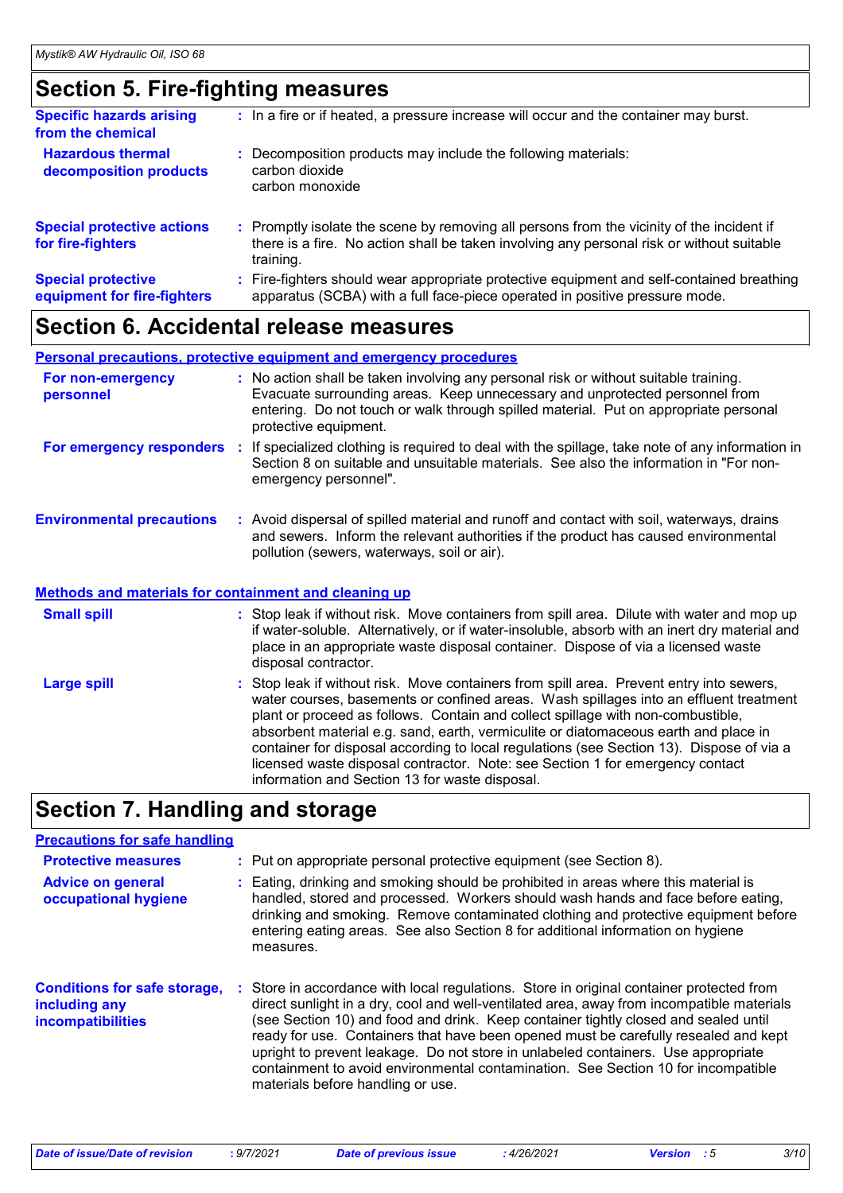## Section 5. Fire-fighting measures

**Specific hazards arising from the chemical** : In a fire or if heated, a pressure increase will occur and the container may burst.

**Hazardous thermal decomposition products** : Decomposition products may include the following materials:
carbon dioxide
carbon monoxide

**Special protective actions for fire-fighters** : Promptly isolate the scene by removing all persons from the vicinity of the incident if there is a fire. No action shall be taken involving any personal risk or without suitable training.

**Special protective equipment for fire-fighters** : Fire-fighters should wear appropriate protective equipment and self-contained breathing apparatus (SCBA) with a full face-piece operated in positive pressure mode.

## Section 6. Accidental release measures

### Personal precautions, protective equipment and emergency procedures

**For non-emergency personnel** : No action shall be taken involving any personal risk or without suitable training. Evacuate surrounding areas. Keep unnecessary and unprotected personnel from entering. Do not touch or walk through spilled material. Put on appropriate personal protective equipment.

**For emergency responders** : If specialized clothing is required to deal with the spillage, take note of any information in Section 8 on suitable and unsuitable materials. See also the information in "For non-emergency personnel".

**Environmental precautions** : Avoid dispersal of spilled material and runoff and contact with soil, waterways, drains and sewers. Inform the relevant authorities if the product has caused environmental pollution (sewers, waterways, soil or air).

### Methods and materials for containment and cleaning up

**Small spill** : Stop leak if without risk. Move containers from spill area. Dilute with water and mop up if water-soluble. Alternatively, or if water-insoluble, absorb with an inert dry material and place in an appropriate waste disposal container. Dispose of via a licensed waste disposal contractor.

**Large spill** : Stop leak if without risk. Move containers from spill area. Prevent entry into sewers, water courses, basements or confined areas. Wash spillages into an effluent treatment plant or proceed as follows. Contain and collect spillage with non-combustible, absorbent material e.g. sand, earth, vermiculite or diatomaceous earth and place in container for disposal according to local regulations (see Section 13). Dispose of via a licensed waste disposal contractor. Note: see Section 1 for emergency contact information and Section 13 for waste disposal.

## Section 7. Handling and storage

### Precautions for safe handling

**Protective measures** : Put on appropriate personal protective equipment (see Section 8).

**Advice on general occupational hygiene** : Eating, drinking and smoking should be prohibited in areas where this material is handled, stored and processed. Workers should wash hands and face before eating, drinking and smoking. Remove contaminated clothing and protective equipment before entering eating areas. See also Section 8 for additional information on hygiene measures.

**Conditions for safe storage, including any incompatibilities** : Store in accordance with local regulations. Store in original container protected from direct sunlight in a dry, cool and well-ventilated area, away from incompatible materials (see Section 10) and food and drink. Keep container tightly closed and sealed until ready for use. Containers that have been opened must be carefully resealed and kept upright to prevent leakage. Do not store in unlabeled containers. Use appropriate containment to avoid environmental contamination. See Section 10 for incompatible materials before handling or use.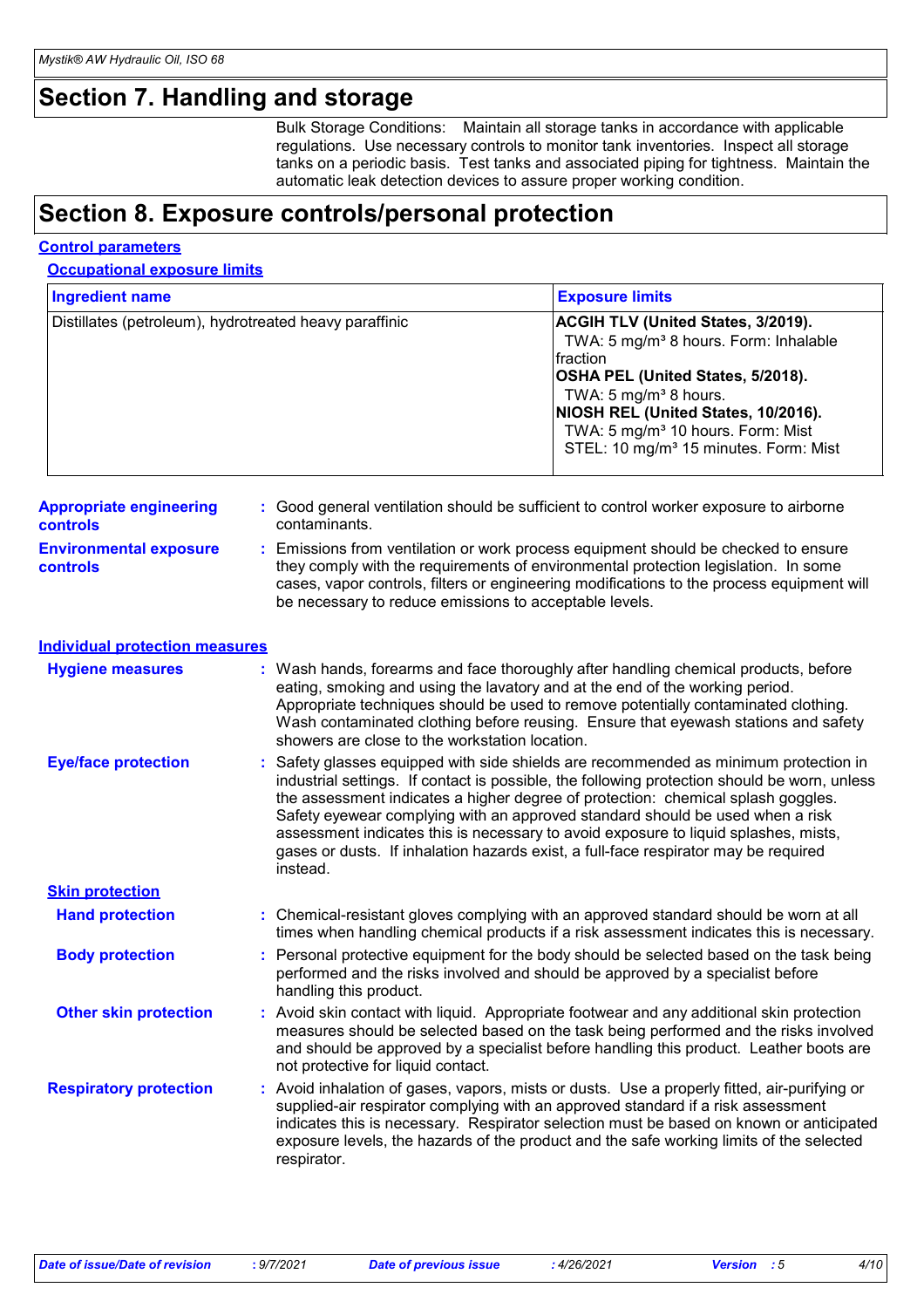## Section 7. Handling and storage

Bulk Storage Conditions: Maintain all storage tanks in accordance with applicable regulations. Use necessary controls to monitor tank inventories. Inspect all storage tanks on a periodic basis. Test tanks and associated piping for tightness. Maintain the automatic leak detection devices to assure proper working condition.

## Section 8. Exposure controls/personal protection

### Control parameters

#### Occupational exposure limits

| Ingredient name | Exposure limits |
|---|---|
| Distillates (petroleum), hydrotreated heavy paraffinic | **ACGIH TLV (United States, 3/2019).**<br>TWA: 5 mg/m³ 8 hours. Form: Inhalable fraction<br>**OSHA PEL (United States, 5/2018).**<br>TWA: 5 mg/m³ 8 hours.<br>**NIOSH REL (United States, 10/2016).**<br>TWA: 5 mg/m³ 10 hours. Form: Mist<br>STEL: 10 mg/m³ 15 minutes. Form: Mist |

**Appropriate engineering controls** : Good general ventilation should be sufficient to control worker exposure to airborne contaminants.

**Environmental exposure controls** : Emissions from ventilation or work process equipment should be checked to ensure they comply with the requirements of environmental protection legislation. In some cases, vapor controls, filters or engineering modifications to the process equipment will be necessary to reduce emissions to acceptable levels.

### Individual protection measures

**Hygiene measures** : Wash hands, forearms and face thoroughly after handling chemical products, before eating, smoking and using the lavatory and at the end of the working period. Appropriate techniques should be used to remove potentially contaminated clothing. Wash contaminated clothing before reusing. Ensure that eyewash stations and safety showers are close to the workstation location.

**Eye/face protection** : Safety glasses equipped with side shields are recommended as minimum protection in industrial settings. If contact is possible, the following protection should be worn, unless the assessment indicates a higher degree of protection: chemical splash goggles. Safety eyewear complying with an approved standard should be used when a risk assessment indicates this is necessary to avoid exposure to liquid splashes, mists, gases or dusts. If inhalation hazards exist, a full-face respirator may be required instead.

#### Skin protection

**Hand protection** : Chemical-resistant gloves complying with an approved standard should be worn at all times when handling chemical products if a risk assessment indicates this is necessary.

**Body protection** : Personal protective equipment for the body should be selected based on the task being performed and the risks involved and should be approved by a specialist before handling this product.

**Other skin protection** : Avoid skin contact with liquid. Appropriate footwear and any additional skin protection measures should be selected based on the task being performed and the risks involved and should be approved by a specialist before handling this product. Leather boots are not protective for liquid contact.

**Respiratory protection** : Avoid inhalation of gases, vapors, mists or dusts. Use a properly fitted, air-purifying or supplied-air respirator complying with an approved standard if a risk assessment indicates this is necessary. Respirator selection must be based on known or anticipated exposure levels, the hazards of the product and the safe working limits of the selected respirator.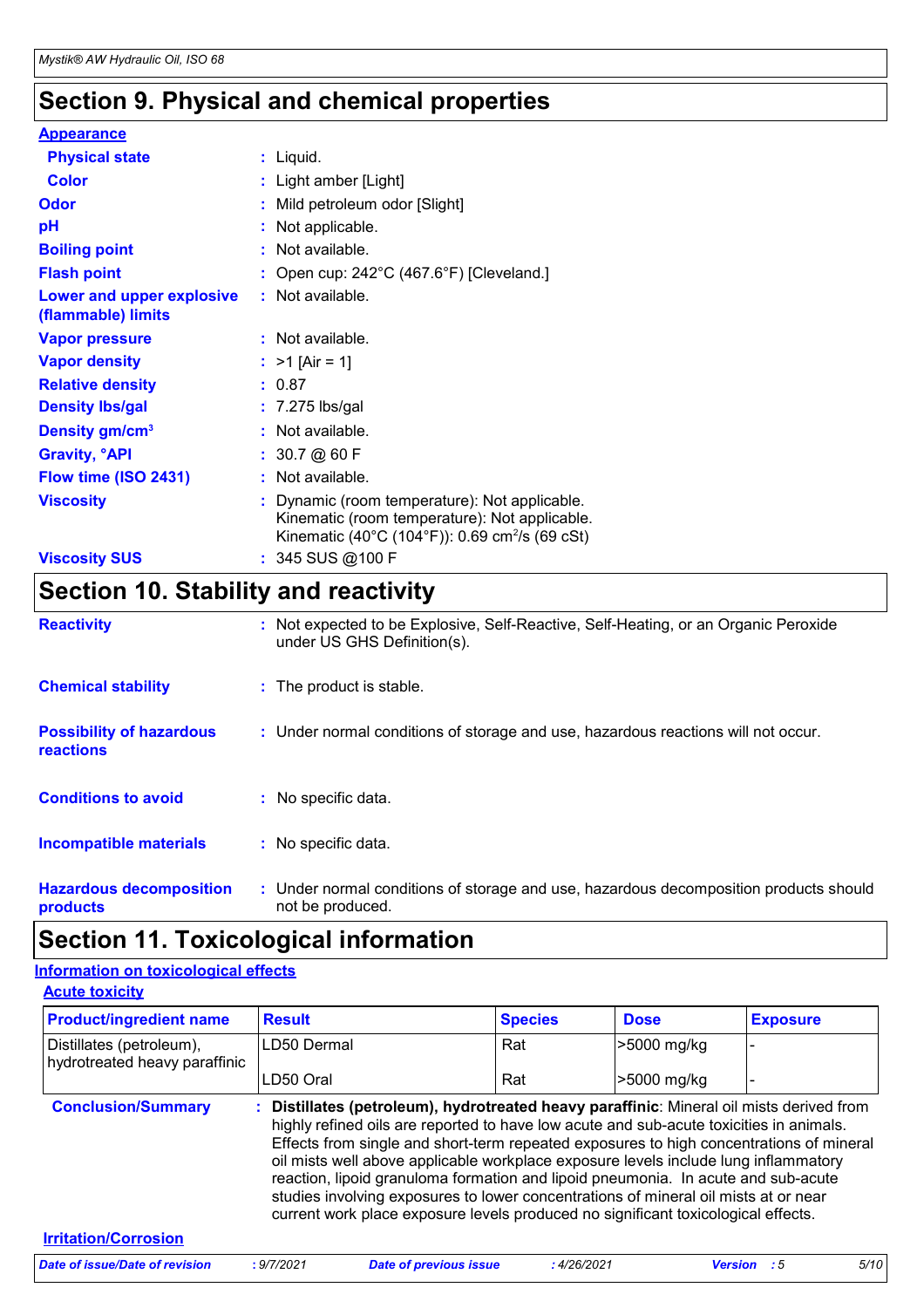## Section 9. Physical and chemical properties

**Appearance**

| | |
|---|---|
| **Physical state** | : Liquid. |
| **Color** | : Light amber [Light] |
| **Odor** | : Mild petroleum odor [Slight] |
| **pH** | : Not applicable. |
| **Boiling point** | : Not available. |
| **Flash point** | : Open cup: 242°C (467.6°F) [Cleveland.] |
| **Lower and upper explosive (flammable) limits** | : Not available. |
| **Vapor pressure** | : Not available. |
| **Vapor density** | : >1 [Air = 1] |
| **Relative density** | : 0.87 |
| **Density lbs/gal** | : 7.275 lbs/gal |
| **Density gm/cm³** | : Not available. |
| **Gravity, °API** | : 30.7 @ 60 F |
| **Flow time (ISO 2431)** | : Not available. |
| **Viscosity** | : Dynamic (room temperature): Not applicable.<br>Kinematic (room temperature): Not applicable.<br>Kinematic (40°C (104°F)): 0.69 $cm^2/s$ (69 cSt) |
| **Viscosity SUS** | : 345 SUS @100 F |

## Section 10. Stability and reactivity

| | |
|---|---|
| **Reactivity** | : Not expected to be Explosive, Self-Reactive, Self-Heating, or an Organic Peroxide under US GHS Definition(s). |
| **Chemical stability** | : The product is stable. |
| **Possibility of hazardous reactions** | : Under normal conditions of storage and use, hazardous reactions will not occur. |
| **Conditions to avoid** | : No specific data. |
| **Incompatible materials** | : No specific data. |
| **Hazardous decomposition products** | : Under normal conditions of storage and use, hazardous decomposition products should not be produced. |

## Section 11. Toxicological information

**Information on toxicological effects**

**Acute toxicity**

| Product/ingredient name | Result | Species | Dose | Exposure |
|---|---|---|---|---|
| Distillates (petroleum), hydrotreated heavy paraffinic | LD50 Dermal | Rat | >5000 mg/kg | - |
| | LD50 Oral | Rat | >5000 mg/kg | - |

**Conclusion/Summary** : **Distillates (petroleum), hydrotreated heavy paraffinic**: Mineral oil mists derived from highly refined oils are reported to have low acute and sub-acute toxicities in animals. Effects from single and short-term repeated exposures to high concentrations of mineral oil mists well above applicable workplace exposure levels include lung inflammatory reaction, lipoid granuloma formation and lipoid pneumonia. In acute and sub-acute studies involving exposures to lower concentrations of mineral oil mists at or near current work place exposure levels produced no significant toxicological effects.

**Irritation/Corrosion**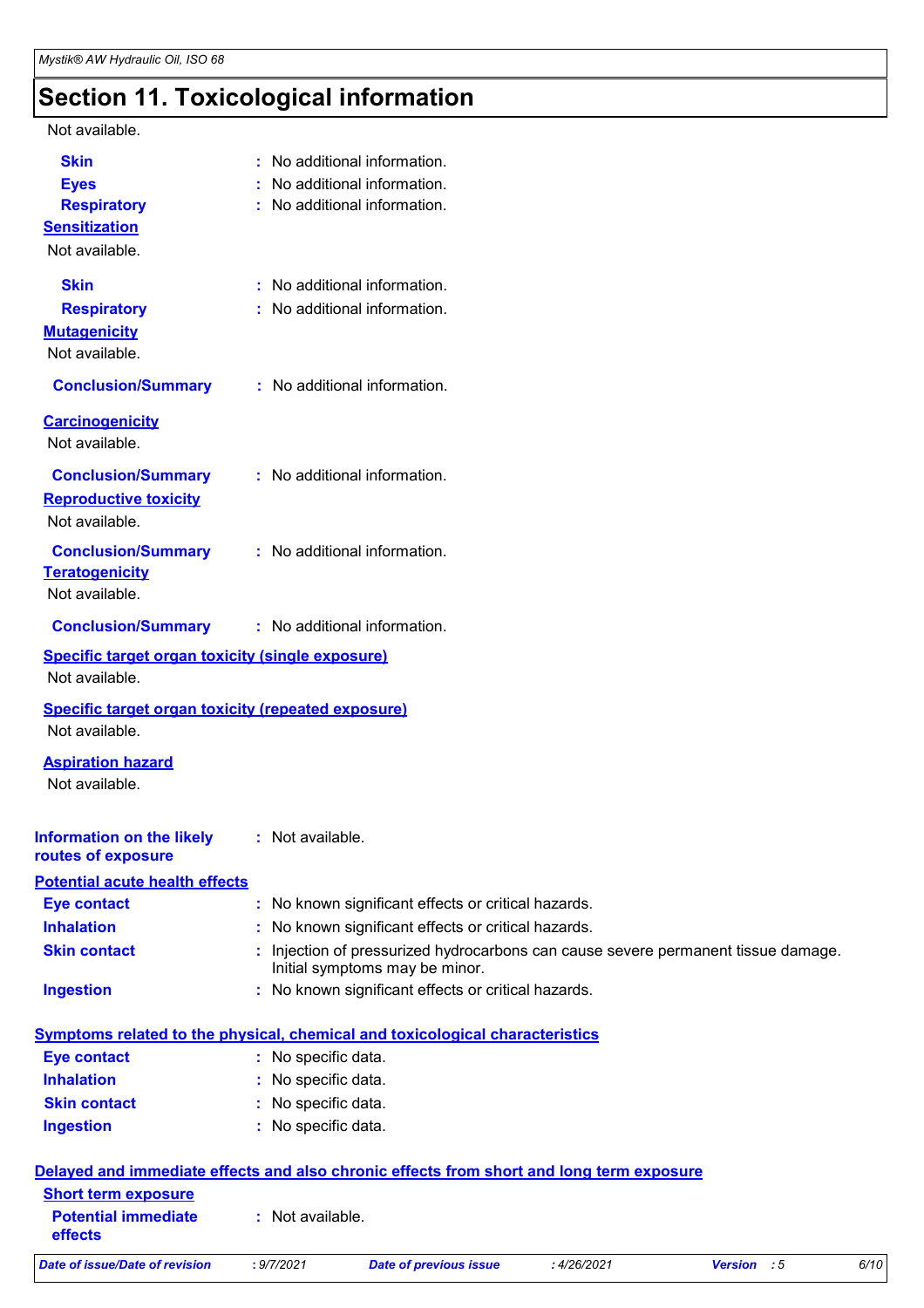# Section 11. Toxicological information

Not available.

**Skin** : No additional information.

**Eyes** : No additional information.

**Respiratory** : No additional information.

**Sensitization**

Not available.

**Skin** : No additional information.

**Respiratory** : No additional information.

**Mutagenicity**

Not available.

**Conclusion/Summary** : No additional information.

**Carcinogenicity**

Not available.

**Conclusion/Summary** : No additional information.

**Reproductive toxicity**

Not available.

**Conclusion/Summary** : No additional information.

**Teratogenicity**

Not available.

**Conclusion/Summary** : No additional information.

**Specific target organ toxicity (single exposure)**

Not available.

**Specific target organ toxicity (repeated exposure)**

Not available.

**Aspiration hazard**

Not available.

**Information on the likely routes of exposure** : Not available.

**Potential acute health effects**

**Eye contact** : No known significant effects or critical hazards.

**Inhalation** : No known significant effects or critical hazards.

**Skin contact** : Injection of pressurized hydrocarbons can cause severe permanent tissue damage. Initial symptoms may be minor.

**Ingestion** : No known significant effects or critical hazards.

**Symptoms related to the physical, chemical and toxicological characteristics**

**Eye contact** : No specific data.

**Inhalation** : No specific data.

**Skin contact** : No specific data.

**Ingestion** : No specific data.

**Delayed and immediate effects and also chronic effects from short and long term exposure**

**Short term exposure**

**Potential immediate effects** : Not available.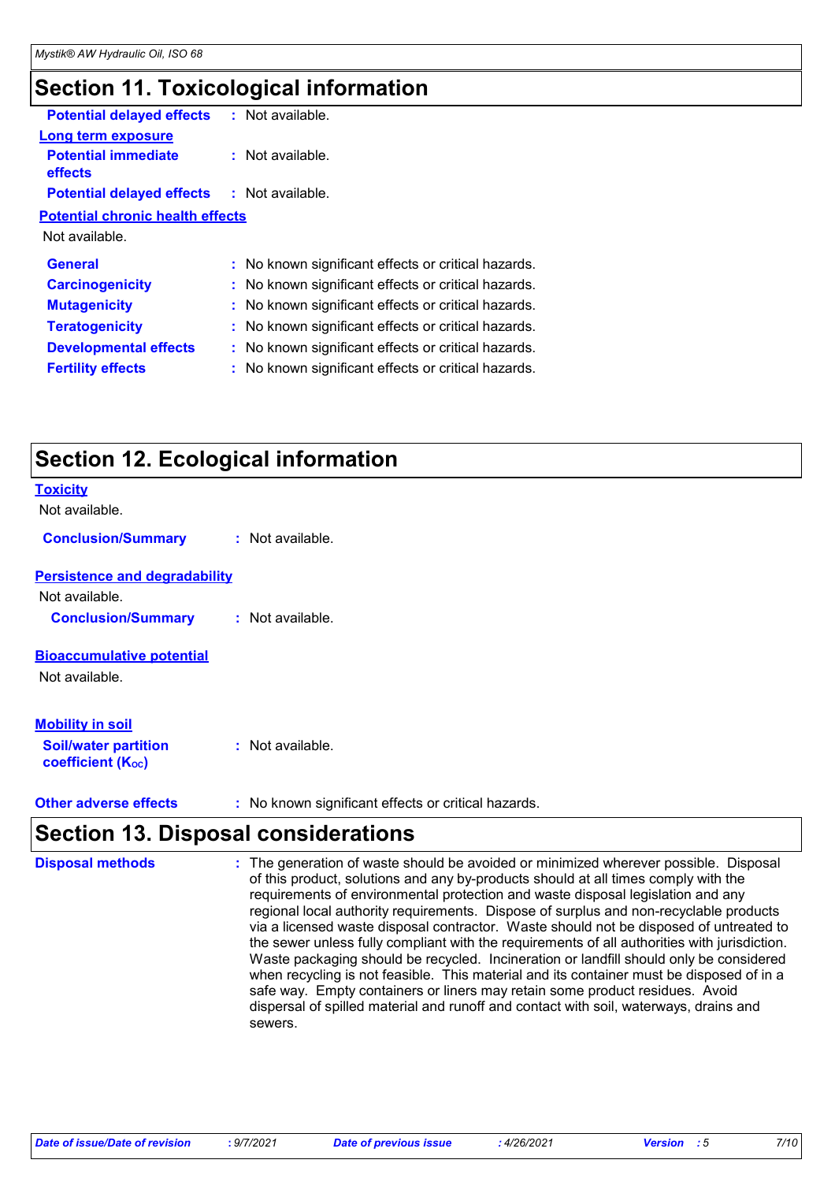# Section 11. Toxicological information

**Potential delayed effects** : Not available.

**Long term exposure**

**Potential immediate effects** : Not available.

**Potential delayed effects** : Not available.

**Potential chronic health effects**

Not available.

| | |
|---|---|
| **General** | : No known significant effects or critical hazards. |
| **Carcinogenicity** | : No known significant effects or critical hazards. |
| **Mutagenicity** | : No known significant effects or critical hazards. |
| **Teratogenicity** | : No known significant effects or critical hazards. |
| **Developmental effects** | : No known significant effects or critical hazards. |
| **Fertility effects** | : No known significant effects or critical hazards. |

# Section 12. Ecological information

**Toxicity**

Not available.

**Conclusion/Summary** : Not available.

**Persistence and degradability**

Not available.

**Conclusion/Summary** : Not available.

**Bioaccumulative potential**

Not available.

**Mobility in soil**

**Soil/water partition coefficient ($K_{OC}$)** : Not available.

**Other adverse effects** : No known significant effects or critical hazards.

# Section 13. Disposal considerations

**Disposal methods** : The generation of waste should be avoided or minimized wherever possible. Disposal of this product, solutions and any by-products should at all times comply with the requirements of environmental protection and waste disposal legislation and any regional local authority requirements. Dispose of surplus and non-recyclable products via a licensed waste disposal contractor. Waste should not be disposed of untreated to the sewer unless fully compliant with the requirements of all authorities with jurisdiction. Waste packaging should be recycled. Incineration or landfill should only be considered when recycling is not feasible. This material and its container must be disposed of in a safe way. Empty containers or liners may retain some product residues. Avoid dispersal of spilled material and runoff and contact with soil, waterways, drains and sewers.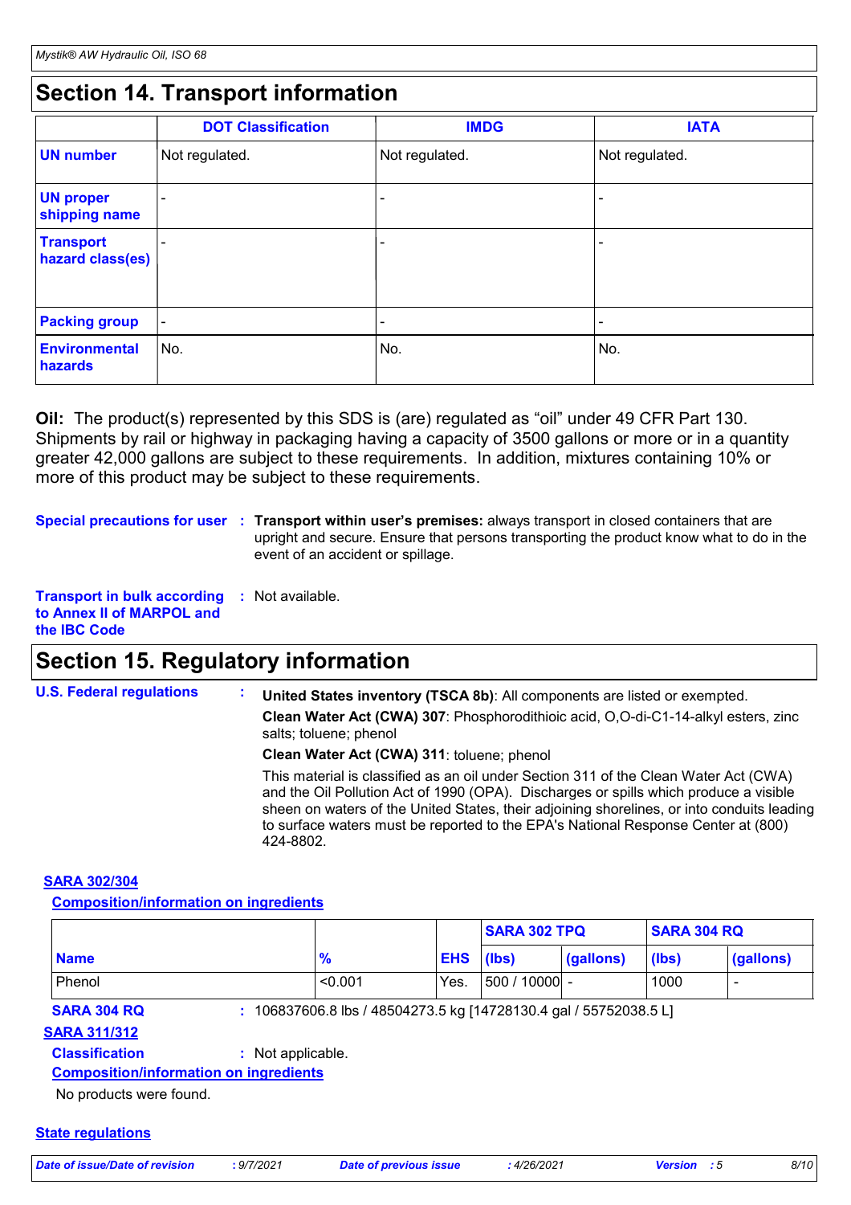## Section 14. Transport information

| | DOT Classification | IMDG | IATA |
|---|---|---|---|
| **UN number** | Not regulated. | Not regulated. | Not regulated. |
| **UN proper shipping name** | - | - | - |
| **Transport hazard class(es)** | - | - | - |
| **Packing group** | - | - | - |
| **Environmental hazards** | No. | No. | No. |

**Oil:** The product(s) represented by this SDS is (are) regulated as "oil" under 49 CFR Part 130. Shipments by rail or highway in packaging having a capacity of 3500 gallons or more or in a quantity greater 42,000 gallons are subject to these requirements. In addition, mixtures containing 10% or more of this product may be subject to these requirements.

**Special precautions for user** : **Transport within user's premises:** always transport in closed containers that are upright and secure. Ensure that persons transporting the product know what to do in the event of an accident or spillage.

**Transport in bulk according to Annex II of MARPOL and the IBC Code** : Not available.

## Section 15. Regulatory information

**U.S. Federal regulations** :

**United States inventory (TSCA 8b)**: All components are listed or exempted.

**Clean Water Act (CWA) 307**: Phosphorodithioic acid, O,O-di-C1-14-alkyl esters, zinc salts; toluene; phenol

**Clean Water Act (CWA) 311**: toluene; phenol

This material is classified as an oil under Section 311 of the Clean Water Act (CWA) and the Oil Pollution Act of 1990 (OPA). Discharges or spills which produce a visible sheen on waters of the United States, their adjoining shorelines, or into conduits leading to surface waters must be reported to the EPA's National Response Center at (800) 424-8802.

**SARA 302/304**

**Composition/information on ingredients**

| | | | SARA 302 TPQ | | SARA 304 RQ | |
|---|---|---|---|---|---|---|
| **Name** | **%** | **EHS** | **(lbs)** | **(gallons)** | **(lbs)** | **(gallons)** |
| Phenol | <0.001 | Yes. | 500 / 10000 | - | 1000 | - |

**SARA 304 RQ** : 106837606.8 lbs / 48504273.5 kg [14728130.4 gal / 55752038.5 L]

**SARA 311/312**

**Classification** : Not applicable.

**Composition/information on ingredients**

No products were found.

**State regulations**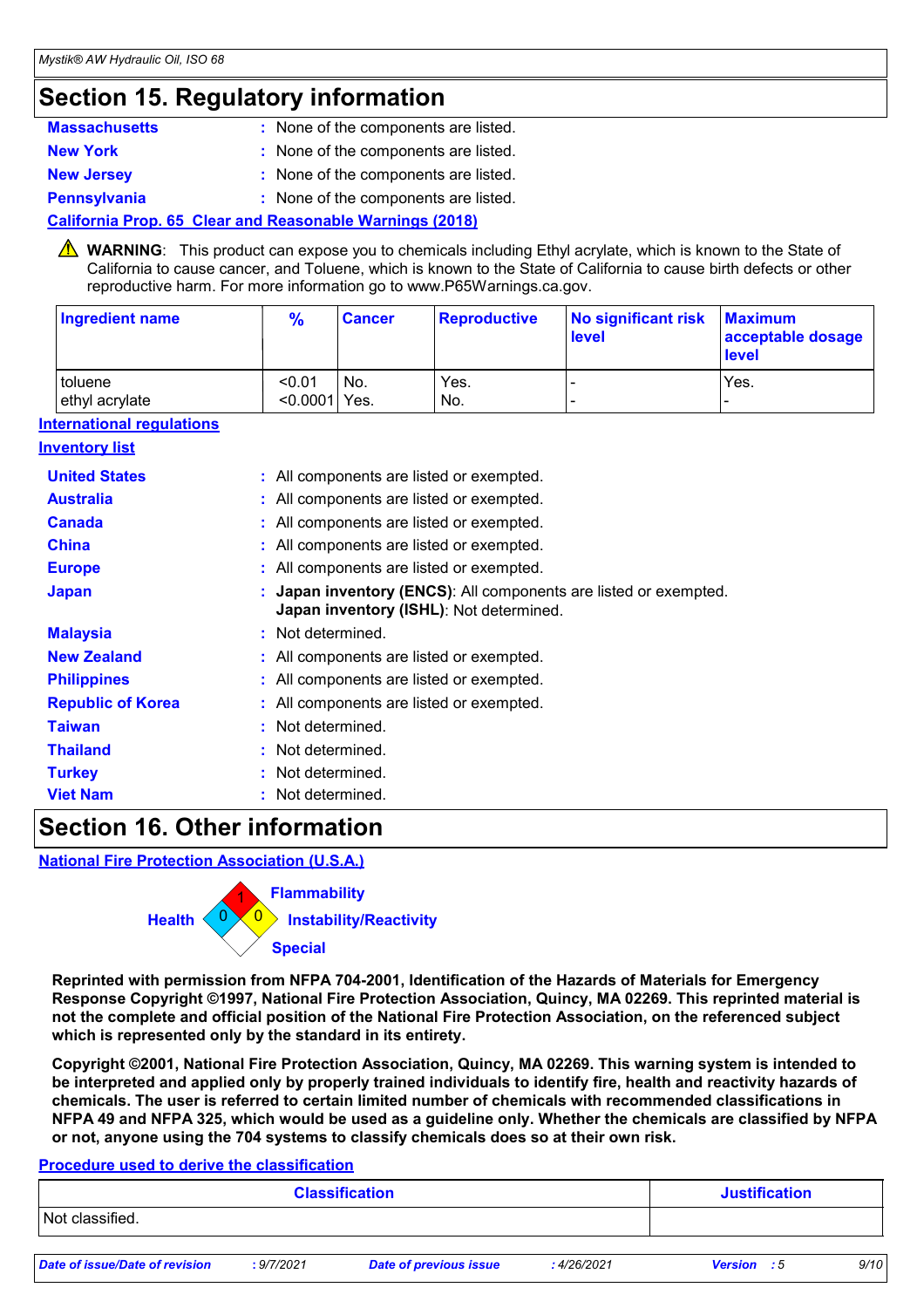# Section 15. Regulatory information

**Massachusetts** : None of the components are listed.

**New York** : None of the components are listed.

**New Jersey** : None of the components are listed.

**Pennsylvania** : None of the components are listed.

**California Prop. 65 Clear and Reasonable Warnings (2018)**

⚠ **WARNING**: This product can expose you to chemicals including Ethyl acrylate, which is known to the State of California to cause cancer, and Toluene, which is known to the State of California to cause birth defects or other reproductive harm. For more information go to www.P65Warnings.ca.gov.

| Ingredient name | % | Cancer | Reproductive | No significant risk level | Maximum acceptable dosage level |
|---|---|---|---|---|---|
| toluene | <0.01 | No. | Yes. | - | Yes. |
| ethyl acrylate | <0.0001 | Yes. | No. | - | - |

**International regulations**

**Inventory list**

**United States** : All components are listed or exempted.

**Australia** : All components are listed or exempted.

**Canada** : All components are listed or exempted.

**China** : All components are listed or exempted.

**Europe** : All components are listed or exempted.

**Japan** : **Japan inventory (ENCS)**: All components are listed or exempted.
**Japan inventory (ISHL)**: Not determined.

**Malaysia** : Not determined.

**New Zealand** : All components are listed or exempted.

**Philippines** : All components are listed or exempted.

**Republic of Korea** : All components are listed or exempted.

**Taiwan** : Not determined.

**Thailand** : Not determined.

**Turkey** : Not determined.

**Viet Nam** : Not determined.

# Section 16. Other information

**National Fire Protection Association (U.S.A.)**

Health 0
Flammability 1
Instability/Reactivity 0
Special

**Reprinted with permission from NFPA 704-2001, Identification of the Hazards of Materials for Emergency Response Copyright ©1997, National Fire Protection Association, Quincy, MA 02269. This reprinted material is not the complete and official position of the National Fire Protection Association, on the referenced subject which is represented only by the standard in its entirety.**

**Copyright ©2001, National Fire Protection Association, Quincy, MA 02269. This warning system is intended to be interpreted and applied only by properly trained individuals to identify fire, health and reactivity hazards of chemicals. The user is referred to certain limited number of chemicals with recommended classifications in NFPA 49 and NFPA 325, which would be used as a guideline only. Whether the chemicals are classified by NFPA or not, anyone using the 704 systems to classify chemicals does so at their own risk.**

**Procedure used to derive the classification**

| Classification | Justification |
|---|---|
| Not classified. | |

*Date of issue/Date of revision* : 9/7/2021 *Date of previous issue* : 4/26/2021 *Version* : 5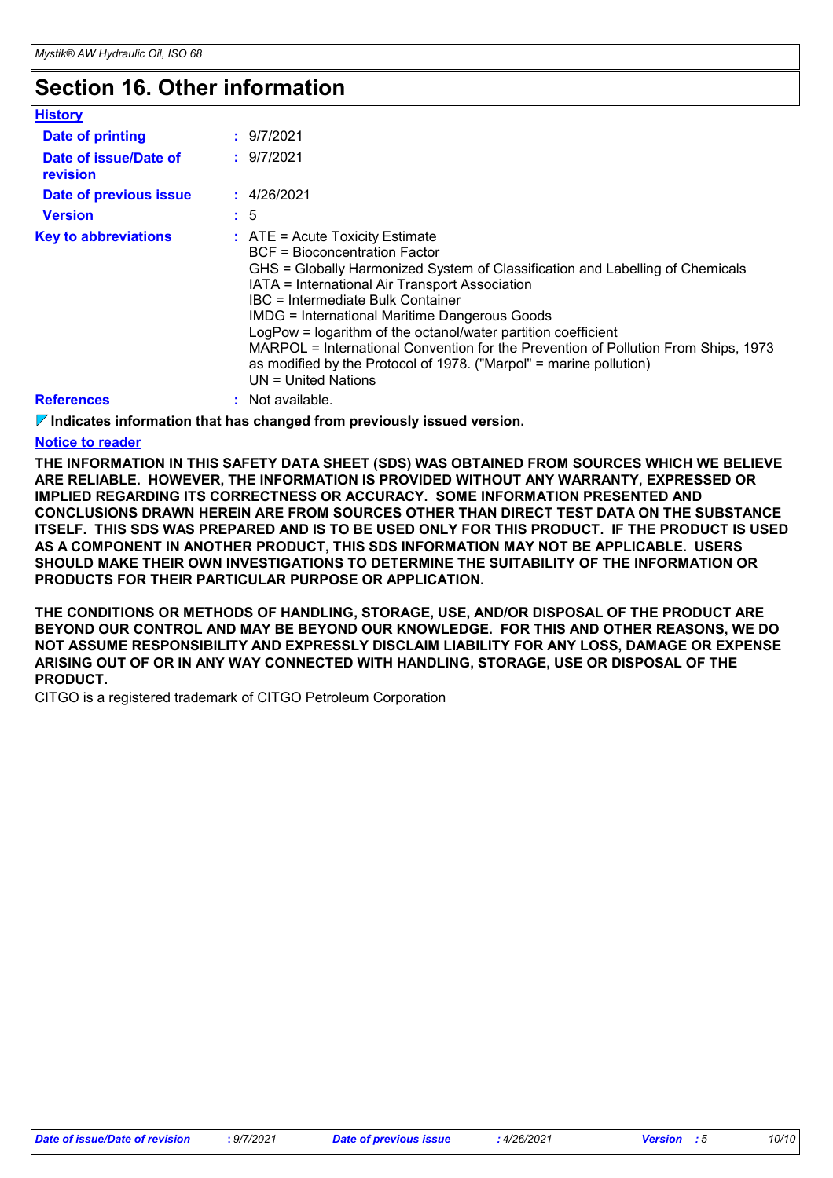# Section 16. Other information

**History**

| | |
|---|---|
| **Date of printing** | : 9/7/2021 |
| **Date of issue/Date of revision** | : 9/7/2021 |
| **Date of previous issue** | : 4/26/2021 |
| **Version** | : 5 |
| **Key to abbreviations** | : ATE = Acute Toxicity Estimate<br>BCF = Bioconcentration Factor<br>GHS = Globally Harmonized System of Classification and Labelling of Chemicals<br>IATA = International Air Transport Association<br>IBC = Intermediate Bulk Container<br>IMDG = International Maritime Dangerous Goods<br>LogPow = logarithm of the octanol/water partition coefficient<br>MARPOL = International Convention for the Prevention of Pollution From Ships, 1973 as modified by the Protocol of 1978. ("Marpol" = marine pollution)<br>UN = United Nations |
| **References** | : Not available. |

**Indicates information that has changed from previously issued version.**

**Notice to reader**

**THE INFORMATION IN THIS SAFETY DATA SHEET (SDS) WAS OBTAINED FROM SOURCES WHICH WE BELIEVE ARE RELIABLE. HOWEVER, THE INFORMATION IS PROVIDED WITHOUT ANY WARRANTY, EXPRESSED OR IMPLIED REGARDING ITS CORRECTNESS OR ACCURACY. SOME INFORMATION PRESENTED AND CONCLUSIONS DRAWN HEREIN ARE FROM SOURCES OTHER THAN DIRECT TEST DATA ON THE SUBSTANCE ITSELF. THIS SDS WAS PREPARED AND IS TO BE USED ONLY FOR THIS PRODUCT. IF THE PRODUCT IS USED AS A COMPONENT IN ANOTHER PRODUCT, THIS SDS INFORMATION MAY NOT BE APPLICABLE. USERS SHOULD MAKE THEIR OWN INVESTIGATIONS TO DETERMINE THE SUITABILITY OF THE INFORMATION OR PRODUCTS FOR THEIR PARTICULAR PURPOSE OR APPLICATION.**

**THE CONDITIONS OR METHODS OF HANDLING, STORAGE, USE, AND/OR DISPOSAL OF THE PRODUCT ARE BEYOND OUR CONTROL AND MAY BE BEYOND OUR KNOWLEDGE. FOR THIS AND OTHER REASONS, WE DO NOT ASSUME RESPONSIBILITY AND EXPRESSLY DISCLAIM LIABILITY FOR ANY LOSS, DAMAGE OR EXPENSE ARISING OUT OF OR IN ANY WAY CONNECTED WITH HANDLING, STORAGE, USE OR DISPOSAL OF THE PRODUCT.**

CITGO is a registered trademark of CITGO Petroleum Corporation